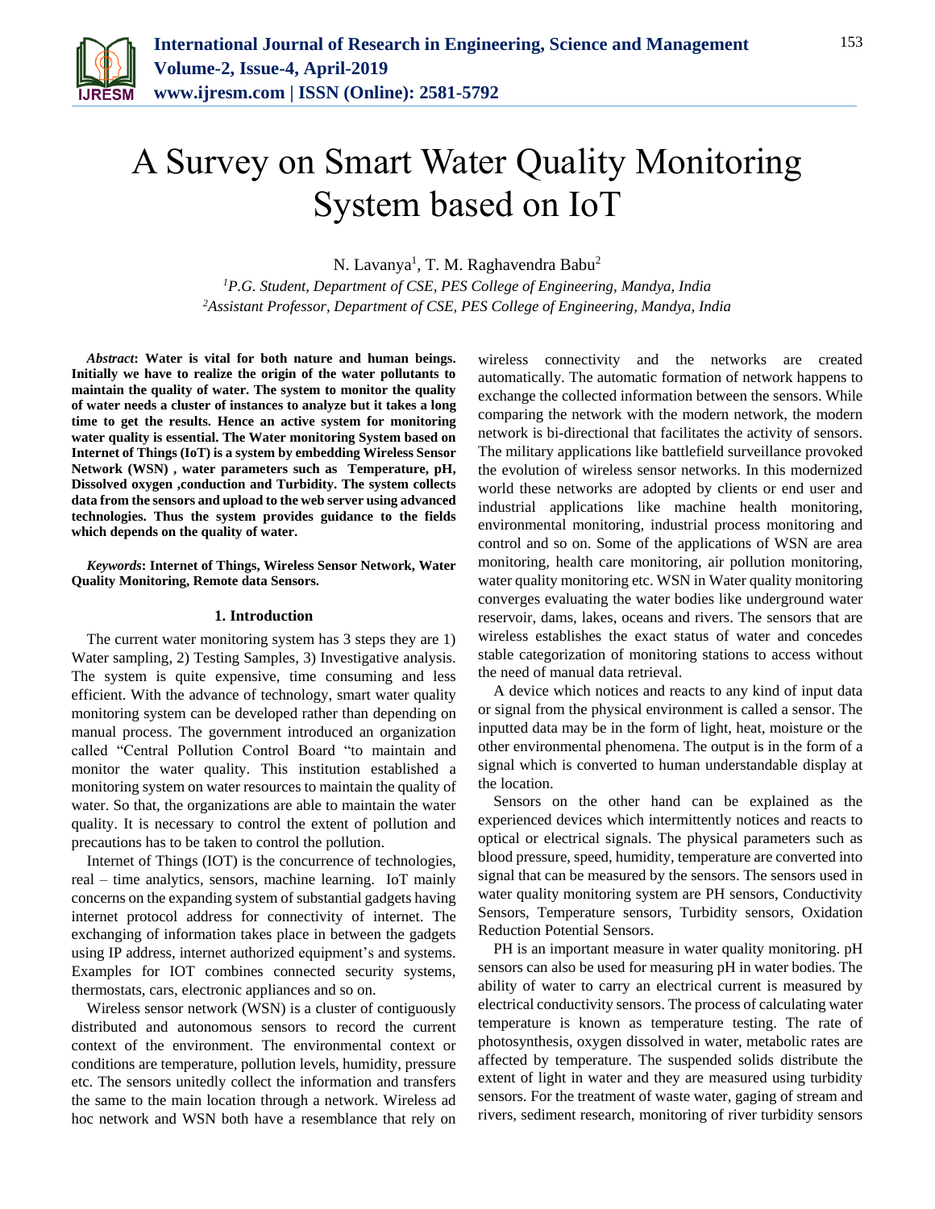# A Survey on Smart Water Quality Monitoring System based on IoT

N. Lavanya[1], T. M. Raghavendra Babu[2]

[1]*P.G. Student, Department of CSE, PES College of Engineering, Mandya, India*
[2]*Assistant Professor, Department of CSE, PES College of Engineering, Mandya, India*

***Abstract*: Water is vital for both nature and human beings. Initially we have to realize the origin of the water pollutants to maintain the quality of water. The system to monitor the quality of water needs a cluster of instances to analyze but it takes a long time to get the results. Hence an active system for monitoring water quality is essential. The Water monitoring System based on Internet of Things (IoT) is a system by embedding Wireless Sensor Network (WSN) , water parameters such as Temperature, pH, Dissolved oxygen ,conduction and Turbidity. The system collects data from the sensors and upload to the web server using advanced technologies. Thus the system provides guidance to the fields which depends on the quality of water.**

***Keywords*: Internet of Things, Wireless Sensor Network, Water Quality Monitoring, Remote data Sensors.**

## 1. Introduction

The current water monitoring system has 3 steps they are 1) Water sampling, 2) Testing Samples, 3) Investigative analysis. The system is quite expensive, time consuming and less efficient. With the advance of technology, smart water quality monitoring system can be developed rather than depending on manual process. The government introduced an organization called "Central Pollution Control Board "to maintain and monitor the water quality. This institution established a monitoring system on water resources to maintain the quality of water. So that, the organizations are able to maintain the water quality. It is necessary to control the extent of pollution and precautions has to be taken to control the pollution.

Internet of Things (IOT) is the concurrence of technologies, real – time analytics, sensors, machine learning. IoT mainly concerns on the expanding system of substantial gadgets having internet protocol address for connectivity of internet. The exchanging of information takes place in between the gadgets using IP address, internet authorized equipment's and systems. Examples for IOT combines connected security systems, thermostats, cars, electronic appliances and so on.

Wireless sensor network (WSN) is a cluster of contiguously distributed and autonomous sensors to record the current context of the environment. The environmental context or conditions are temperature, pollution levels, humidity, pressure etc. The sensors unitedly collect the information and transfers the same to the main location through a network. Wireless ad hoc network and WSN both have a resemblance that rely on wireless connectivity and the networks are created automatically. The automatic formation of network happens to exchange the collected information between the sensors. While comparing the network with the modern network, the modern network is bi-directional that facilitates the activity of sensors. The military applications like battlefield surveillance provoked the evolution of wireless sensor networks. In this modernized world these networks are adopted by clients or end user and industrial applications like machine health monitoring, environmental monitoring, industrial process monitoring and control and so on. Some of the applications of WSN are area monitoring, health care monitoring, air pollution monitoring, water quality monitoring etc. WSN in Water quality monitoring converges evaluating the water bodies like underground water reservoir, dams, lakes, oceans and rivers. The sensors that are wireless establishes the exact status of water and concedes stable categorization of monitoring stations to access without the need of manual data retrieval.

A device which notices and reacts to any kind of input data or signal from the physical environment is called a sensor. The inputted data may be in the form of light, heat, moisture or the other environmental phenomena. The output is in the form of a signal which is converted to human understandable display at the location.

Sensors on the other hand can be explained as the experienced devices which intermittently notices and reacts to optical or electrical signals. The physical parameters such as blood pressure, speed, humidity, temperature are converted into signal that can be measured by the sensors. The sensors used in water quality monitoring system are PH sensors, Conductivity Sensors, Temperature sensors, Turbidity sensors, Oxidation Reduction Potential Sensors.

PH is an important measure in water quality monitoring. pH sensors can also be used for measuring pH in water bodies. The ability of water to carry an electrical current is measured by electrical conductivity sensors. The process of calculating water temperature is known as temperature testing. The rate of photosynthesis, oxygen dissolved in water, metabolic rates are affected by temperature. The suspended solids distribute the extent of light in water and they are measured using turbidity sensors. For the treatment of waste water, gaging of stream and rivers, sediment research, monitoring of river turbidity sensors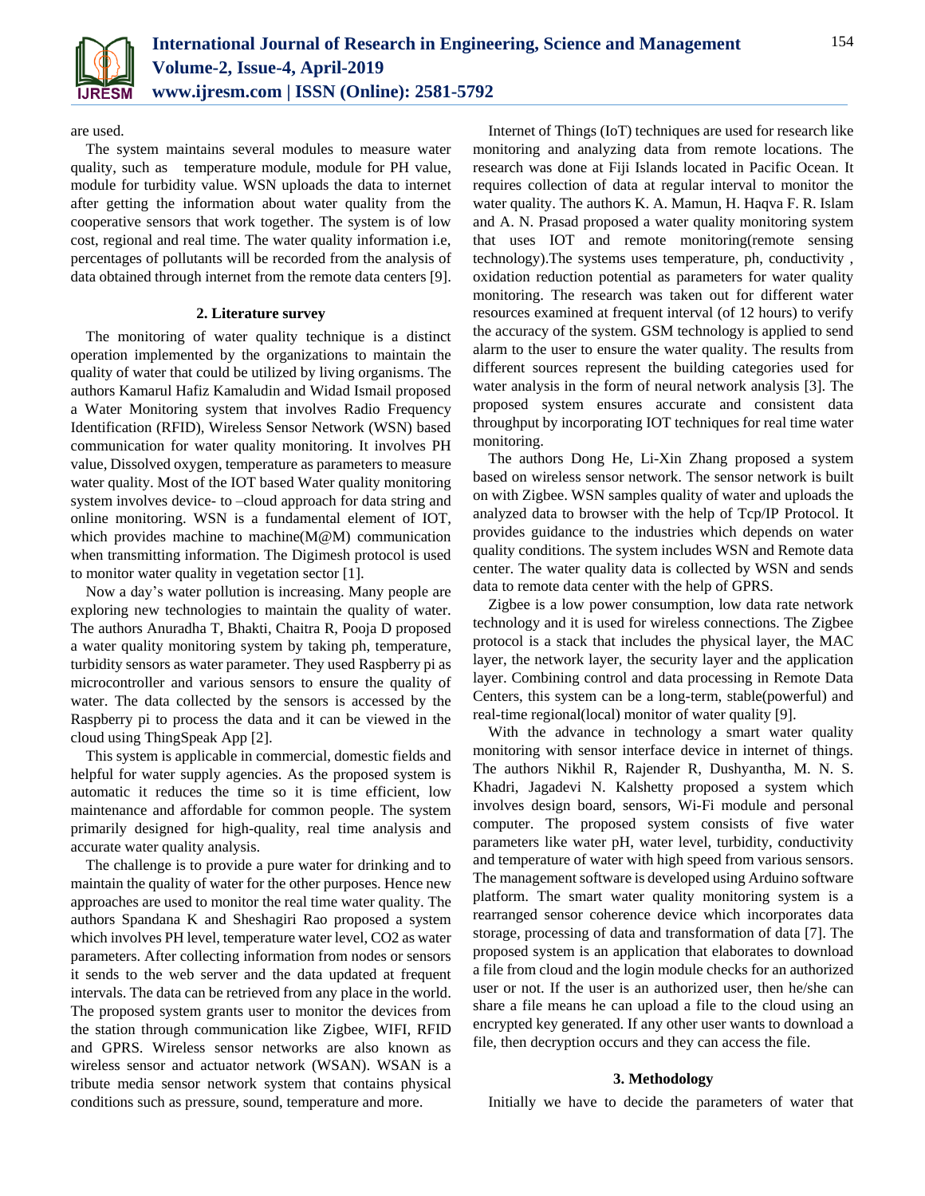are used.

The system maintains several modules to measure water quality, such as temperature module, module for PH value, module for turbidity value. WSN uploads the data to internet after getting the information about water quality from the cooperative sensors that work together. The system is of low cost, regional and real time. The water quality information i.e, percentages of pollutants will be recorded from the analysis of data obtained through internet from the remote data centers [9].

## 2. Literature survey

The monitoring of water quality technique is a distinct operation implemented by the organizations to maintain the quality of water that could be utilized by living organisms. The authors Kamarul Hafiz Kamaludin and Widad Ismail proposed a Water Monitoring system that involves Radio Frequency Identification (RFID), Wireless Sensor Network (WSN) based communication for water quality monitoring. It involves PH value, Dissolved oxygen, temperature as parameters to measure water quality. Most of the IOT based Water quality monitoring system involves device- to –cloud approach for data string and online monitoring. WSN is a fundamental element of IOT, which provides machine to machine(M@M) communication when transmitting information. The Digimesh protocol is used to monitor water quality in vegetation sector [1].

Now a day's water pollution is increasing. Many people are exploring new technologies to maintain the quality of water. The authors Anuradha T, Bhakti, Chaitra R, Pooja D proposed a water quality monitoring system by taking ph, temperature, turbidity sensors as water parameter. They used Raspberry pi as microcontroller and various sensors to ensure the quality of water. The data collected by the sensors is accessed by the Raspberry pi to process the data and it can be viewed in the cloud using ThingSpeak App [2].

This system is applicable in commercial, domestic fields and helpful for water supply agencies. As the proposed system is automatic it reduces the time so it is time efficient, low maintenance and affordable for common people. The system primarily designed for high-quality, real time analysis and accurate water quality analysis.

The challenge is to provide a pure water for drinking and to maintain the quality of water for the other purposes. Hence new approaches are used to monitor the real time water quality. The authors Spandana K and Sheshagiri Rao proposed a system which involves PH level, temperature water level, CO2 as water parameters. After collecting information from nodes or sensors it sends to the web server and the data updated at frequent intervals. The data can be retrieved from any place in the world. The proposed system grants user to monitor the devices from the station through communication like Zigbee, WIFI, RFID and GPRS. Wireless sensor networks are also known as wireless sensor and actuator network (WSAN). WSAN is a tribute media sensor network system that contains physical conditions such as pressure, sound, temperature and more.

Internet of Things (IoT) techniques are used for research like monitoring and analyzing data from remote locations. The research was done at Fiji Islands located in Pacific Ocean. It requires collection of data at regular interval to monitor the water quality. The authors K. A. Mamun, H. Haqva F. R. Islam and A. N. Prasad proposed a water quality monitoring system that uses IOT and remote monitoring(remote sensing technology).The systems uses temperature, ph, conductivity , oxidation reduction potential as parameters for water quality monitoring. The research was taken out for different water resources examined at frequent interval (of 12 hours) to verify the accuracy of the system. GSM technology is applied to send alarm to the user to ensure the water quality. The results from different sources represent the building categories used for water analysis in the form of neural network analysis [3]. The proposed system ensures accurate and consistent data throughput by incorporating IOT techniques for real time water monitoring.

The authors Dong He, Li-Xin Zhang proposed a system based on wireless sensor network. The sensor network is built on with Zigbee. WSN samples quality of water and uploads the analyzed data to browser with the help of Tcp/IP Protocol. It provides guidance to the industries which depends on water quality conditions. The system includes WSN and Remote data center. The water quality data is collected by WSN and sends data to remote data center with the help of GPRS.

Zigbee is a low power consumption, low data rate network technology and it is used for wireless connections. The Zigbee protocol is a stack that includes the physical layer, the MAC layer, the network layer, the security layer and the application layer. Combining control and data processing in Remote Data Centers, this system can be a long-term, stable(powerful) and real-time regional(local) monitor of water quality [9].

With the advance in technology a smart water quality monitoring with sensor interface device in internet of things. The authors Nikhil R, Rajender R, Dushyantha, M. N. S. Khadri, Jagadevi N. Kalshetty proposed a system which involves design board, sensors, Wi-Fi module and personal computer. The proposed system consists of five water parameters like water pH, water level, turbidity, conductivity and temperature of water with high speed from various sensors. The management software is developed using Arduino software platform. The smart water quality monitoring system is a rearranged sensor coherence device which incorporates data storage, processing of data and transformation of data [7]. The proposed system is an application that elaborates to download a file from cloud and the login module checks for an authorized user or not. If the user is an authorized user, then he/she can share a file means he can upload a file to the cloud using an encrypted key generated. If any other user wants to download a file, then decryption occurs and they can access the file.

## 3. Methodology

Initially we have to decide the parameters of water that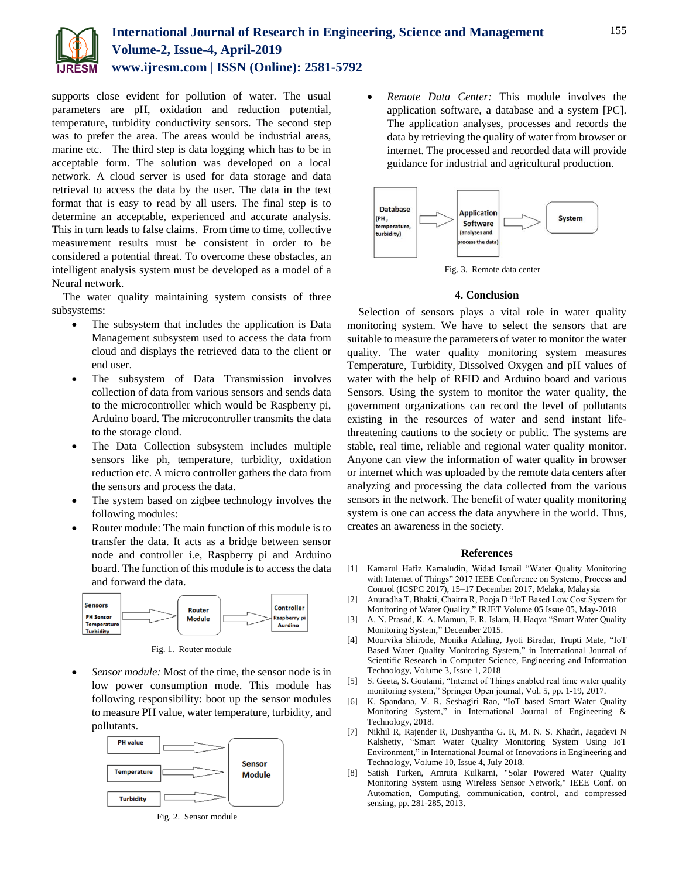supports close evident for pollution of water. The usual parameters are pH, oxidation and reduction potential, temperature, turbidity conductivity sensors. The second step was to prefer the area. The areas would be industrial areas, marine etc. The third step is data logging which has to be in acceptable form. The solution was developed on a local network. A cloud server is used for data storage and data retrieval to access the data by the user. The data in the text format that is easy to read by all users. The final step is to determine an acceptable, experienced and accurate analysis. This in turn leads to false claims. From time to time, collective measurement results must be consistent in order to be considered a potential threat. To overcome these obstacles, an intelligent analysis system must be developed as a model of a Neural network.

The water quality maintaining system consists of three subsystems:

- The subsystem that includes the application is Data Management subsystem used to access the data from cloud and displays the retrieved data to the client or end user.
- The subsystem of Data Transmission involves collection of data from various sensors and sends data to the microcontroller which would be Raspberry pi, Arduino board. The microcontroller transmits the data to the storage cloud.
- The Data Collection subsystem includes multiple sensors like ph, temperature, turbidity, oxidation reduction etc. A micro controller gathers the data from the sensors and process the data.
- The system based on zigbee technology involves the following modules:
- Router module: The main function of this module is to transfer the data. It acts as a bridge between sensor node and controller i.e, Raspberry pi and Arduino board. The function of this module is to access the data and forward the data.

Fig. 1. Router module

- *Sensor module:* Most of the time, the sensor node is in low power consumption mode. This module has following responsibility: boot up the sensor modules to measure PH value, water temperature, turbidity, and pollutants.

Fig. 2. Sensor module

- *Remote Data Center:* This module involves the application software, a database and a system [PC]. The application analyses, processes and records the data by retrieving the quality of water from browser or internet. The processed and recorded data will provide guidance for industrial and agricultural production.

Fig. 3. Remote data center

## 4. Conclusion

Selection of sensors plays a vital role in water quality monitoring system. We have to select the sensors that are suitable to measure the parameters of water to monitor the water quality. The water quality monitoring system measures Temperature, Turbidity, Dissolved Oxygen and pH values of water with the help of RFID and Arduino board and various Sensors. Using the system to monitor the water quality, the government organizations can record the level of pollutants existing in the resources of water and send instant life-threatening cautions to the society or public. The systems are stable, real time, reliable and regional water quality monitor. Anyone can view the information of water quality in browser or internet which was uploaded by the remote data centers after analyzing and processing the data collected from the various sensors in the network. The benefit of water quality monitoring system is one can access the data anywhere in the world. Thus, creates an awareness in the society.

## References

[1] Kamarul Hafiz Kamaludin, Widad Ismail "Water Quality Monitoring with Internet of Things" 2017 IEEE Conference on Systems, Process and Control (ICSPC 2017), 15–17 December 2017, Melaka, Malaysia

[2] Anuradha T, Bhakti, Chaitra R, Pooja D "IoT Based Low Cost System for Monitoring of Water Quality," IRJET Volume 05 Issue 05, May-2018

[3] A. N. Prasad, K. A. Mamun, F. R. Islam, H. Haqva "Smart Water Quality Monitoring System," December 2015.

[4] Mourvika Shirode, Monika Adaling, Jyoti Biradar, Trupti Mate, "IoT Based Water Quality Monitoring System," in International Journal of Scientific Research in Computer Science, Engineering and Information Technology, Volume 3, Issue 1, 2018

[5] S. Geeta, S. Goutami, "Internet of Things enabled real time water quality monitoring system," Springer Open journal, Vol. 5, pp. 1-19, 2017.

[6] K. Spandana, V. R. Seshagiri Rao, "IoT based Smart Water Quality Monitoring System," in International Journal of Engineering & Technology, 2018.

[7] Nikhil R, Rajender R, Dushyantha G. R, M. N. S. Khadri, Jagadevi N Kalshetty, "Smart Water Quality Monitoring System Using IoT Environment," in International Journal of Innovations in Engineering and Technology, Volume 10, Issue 4, July 2018.

[8] Satish Turken, Amruta Kulkarni, "Solar Powered Water Quality Monitoring System using Wireless Sensor Network," IEEE Conf. on Automation, Computing, communication, control, and compressed sensing, pp. 281-285, 2013.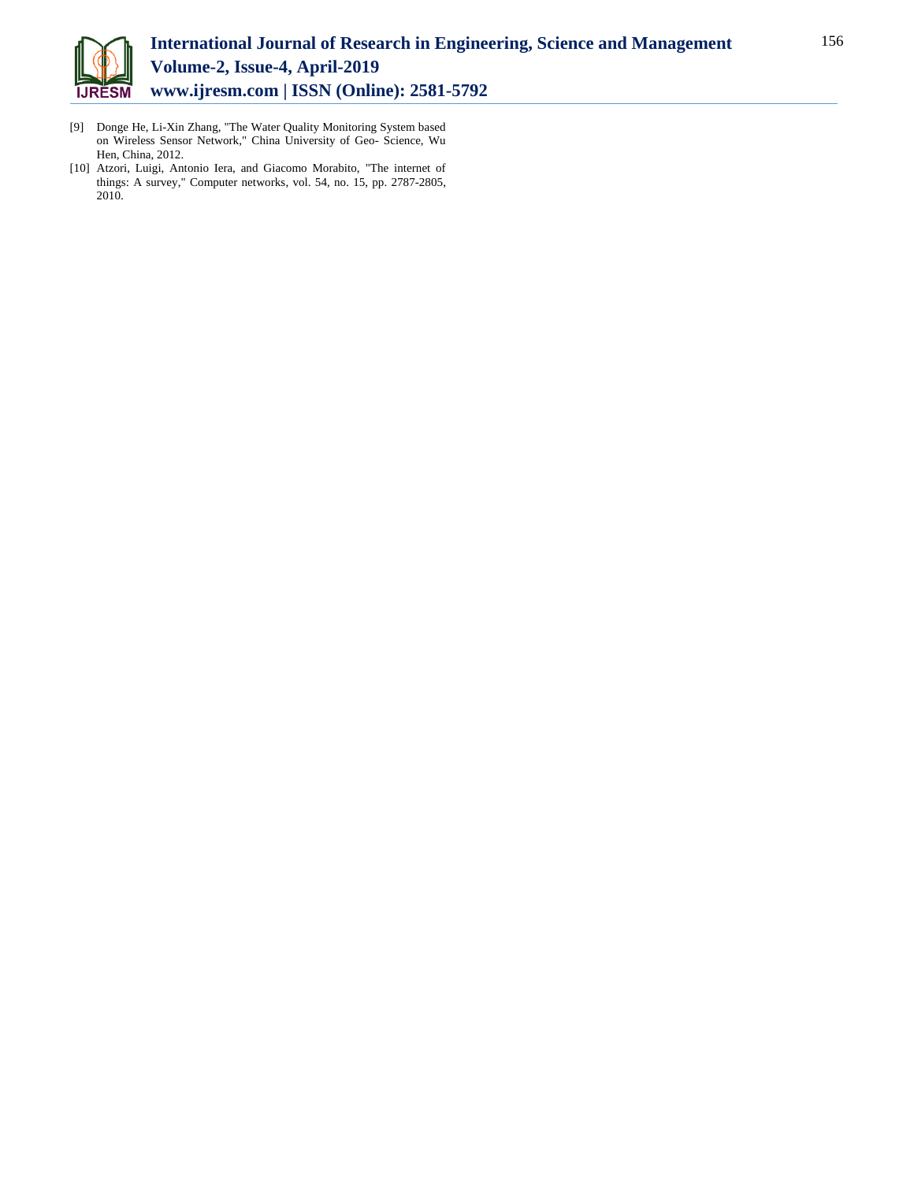[9] Donge He, Li-Xin Zhang, "The Water Quality Monitoring System based on Wireless Sensor Network," China University of Geo- Science, Wu Hen, China, 2012.

[10] Atzori, Luigi, Antonio Iera, and Giacomo Morabito, "The internet of things: A survey," Computer networks, vol. 54, no. 15, pp. 2787-2805, 2010.